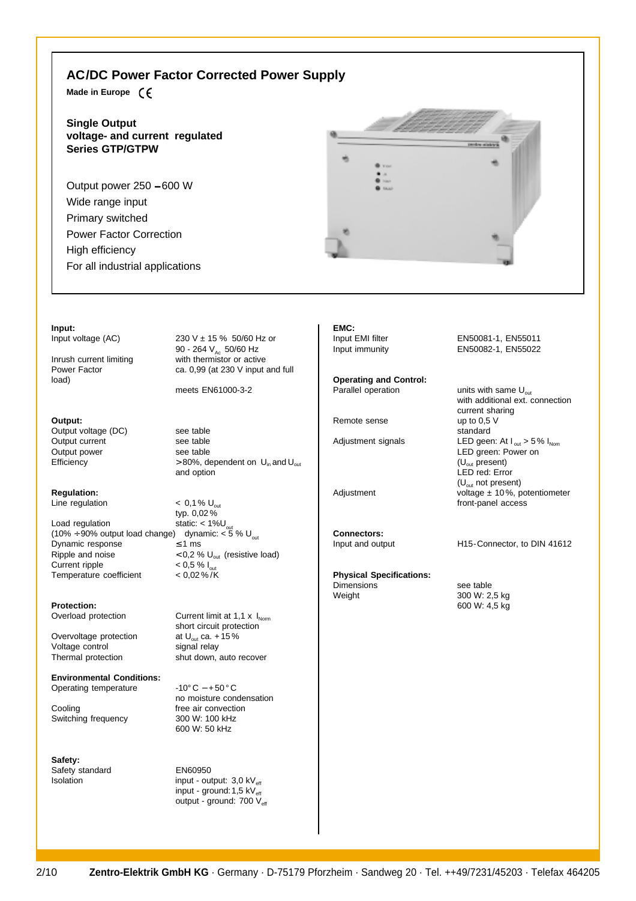# AC/DC Power Factor Corrected Power Supply

**Made in Europe** CE

**Single Output**
**voltage- and current regulated**
**Series GTP/GTPW**

Output power 250 – 600 W
Wide range input
Primary switched
Power Factor Correction
High efficiency
For all industrial applications

**Input:**

| | |
|---|---|
| Input voltage (AC) | 230 V ± 15 % 50/60 Hz or 90 - 264 $V_{AC}$ 50/60 Hz |
| Inrush current limiting | with thermistor or active |
| Power Factor | ca. 0,99 (at 230 V input and full load) |
| | meets EN61000-3-2 |

**Output:**

| | |
|---|---|
| Output voltage (DC) | see table |
| Output current | see table |
| Output power | see table |
| Efficiency | > 80%, dependent on $U_{in}$ and $U_{out}$ and option |

**Regulation:**

| | |
|---|---|
| Line regulation | < 0,1 % $U_{out}$ typ. 0,02 % |
| Load regulation (10% ÷ 90% output load change) | static: < 1% $U_{out}$ dynamic: < 5 % $U_{out}$ |
| Dynamic response | ≤ 1 ms |
| Ripple and noise | < 0,2 % $U_{out}$ (resistive load) |
| Current ripple | < 0,5 % $I_{out}$ |
| Temperature coefficient | < 0,02 %/K |

**Protection:**

| | |
|---|---|
| Overload protection | Current limit at 1,1 x $I_{Norm}$ short circuit protection |
| Overvoltage protection | at $U_{out}$ ca. + 15 % |
| Voltage control | signal relay |
| Thermal protection | shut down, auto recover |

**Environmental Conditions:**

| | |
|---|---|
| Operating temperature | -10° C – + 50 ° C no moisture condensation |
| Cooling | free air convection |
| Switching frequency | 300 W: 100 kHz 600 W: 50 kHz |

**Safety:**

| | |
|---|---|
| Safety standard | EN60950 |
| Isolation | input - output: 3,0 $kV_{eff}$ input - ground: 1,5 $kV_{eff}$ output - ground: 700 $V_{eff}$ |

**EMC:**

| | |
|---|---|
| Input EMI filter | EN50081-1, EN55011 |
| Input immunity | EN50082-1, EN55022 |

**Operating and Control:**

| | |
|---|---|
| Parallel operation | units with same $U_{out}$ with additional ext. connection current sharing |
| Remote sense | up to 0,5 V standard |
| Adjustment signals | LED geen: At $I_{out}$ > 5 % $I_{Nom}$ LED green: Power on ($U_{out}$ present) LED red: Error ($U_{out}$ not present) |
| Adjustment | voltage ± 10 %, potentiometer front-panel access |

**Connectors:**

| | |
|---|---|
| Input and output | H15-Connector, to DIN 41612 |

**Physical Specifications:**

| | |
|---|---|
| Dimensions | see table |
| Weight | 300 W: 2,5 kg 600 W: 4,5 kg |

**Zentro-Elektrik GmbH KG** · Germany · D-75179 Pforzheim · Sandweg 20 · Tel. ++49/7231/45203 · Telefax 464205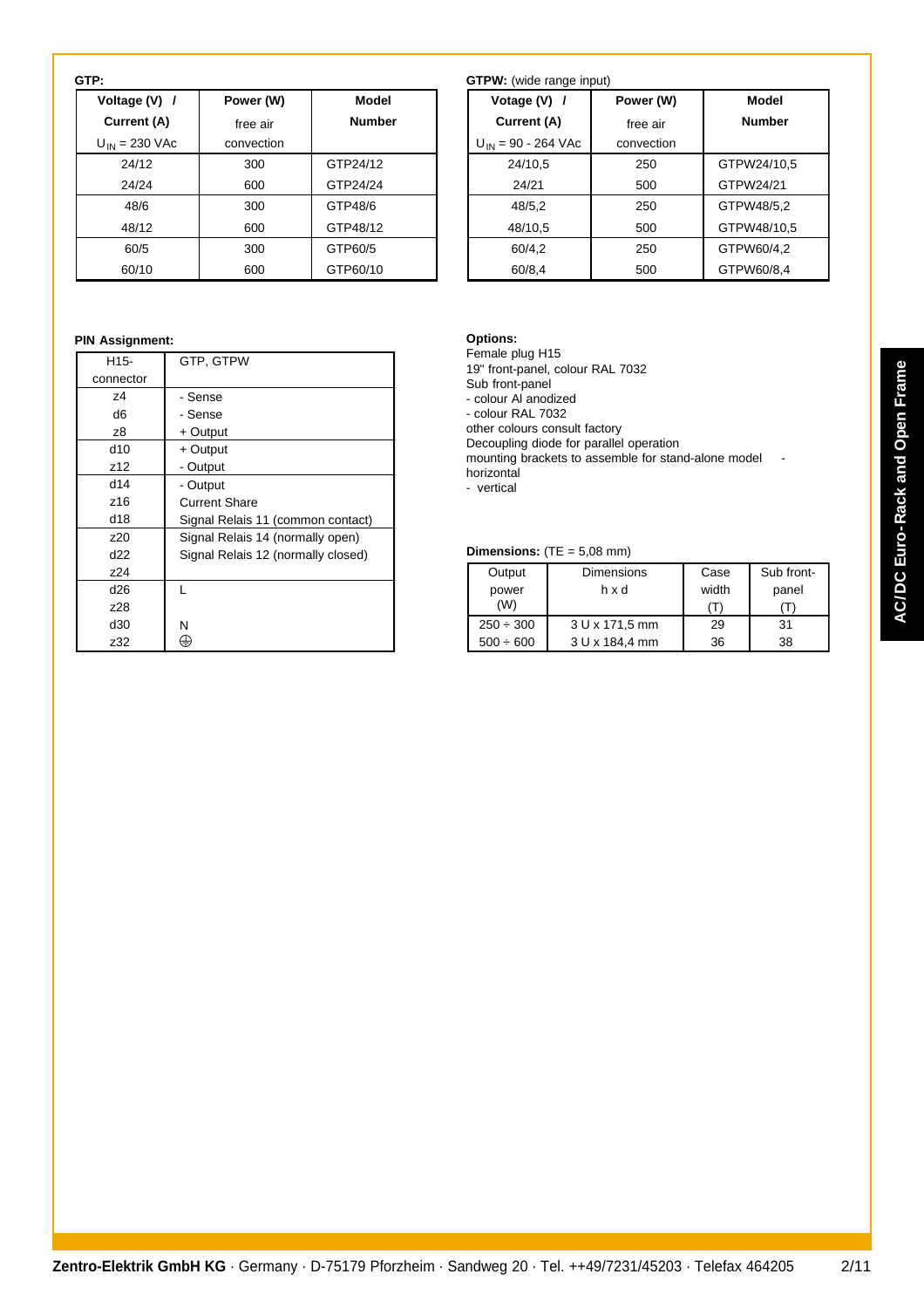**GTP:**

| Voltage (V) / Current (A) $U_{IN}$ = 230 VAc | Power (W) free air convection | Model Number |
|---|---|---|
| 24/12 | 300 | GTP24/12 |
| 24/24 | 600 | GTP24/24 |
| 48/6 | 300 | GTP48/6 |
| 48/12 | 600 | GTP48/12 |
| 60/5 | 300 | GTP60/5 |
| 60/10 | 600 | GTP60/10 |

**GTPW:** (wide range input)

| Votage (V) / Current (A) $U_{IN}$ = 90 - 264 VAc | Power (W) free air convection | Model Number |
|---|---|---|
| 24/10,5 | 250 | GTPW24/10,5 |
| 24/21 | 500 | GTPW24/21 |
| 48/5,2 | 250 | GTPW48/5,2 |
| 48/10,5 | 500 | GTPW48/10,5 |
| 60/4,2 | 250 | GTPW60/4,2 |
| 60/8,4 | 500 | GTPW60/8,4 |

**PIN Assignment:**

| H15-connector | GTP, GTPW |
|---|---|
| z4 | - Sense |
| d6 | - Sense |
| z8 | + Output |
| d10 | + Output |
| z12 | - Output |
| d14 | - Output |
| z16 | Current Share |
| d18 | Signal Relais 11 (common contact) |
| z20 | Signal Relais 14 (normally open) |
| d22 | Signal Relais 12 (normally closed) |
| z24 | |
| d26 | L |
| z28 | |
| d30 | N |
| z32 | ⏚ |

**Options:**

Female plug H15
19" front-panel, colour RAL 7032
Sub front-panel
- colour Al anodized
- colour RAL 7032

other colours consult factory
Decoupling diode for parallel operation
mounting brackets to assemble for stand-alone model
- horizontal
- vertical

**Dimensions:** (TE = 5,08 mm)

| Output power (W) | Dimensions h x d | Case width (T) | Sub front-panel (T) |
|---|---|---|---|
| 250 ÷ 300 | 3 U x 171,5 mm | 29 | 31 |
| 500 ÷ 600 | 3 U x 184,4 mm | 36 | 38 |

AC/DC Euro-Rack and Open Frame

**Zentro-Elektrik GmbH KG** · Germany · D-75179 Pforzheim · Sandweg 20 · Tel. ++49/7231/45203 · Telefax 464205